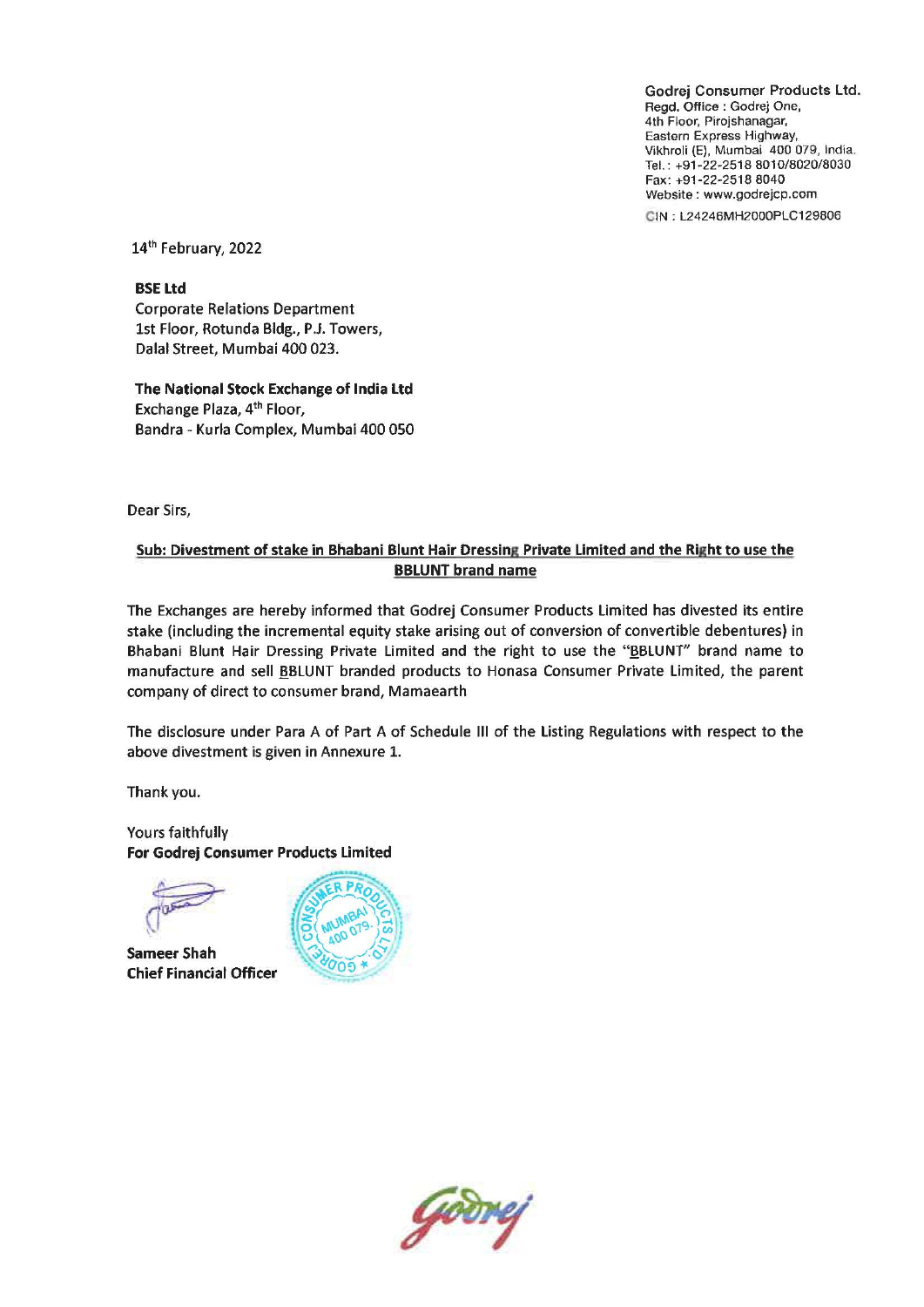**Godrej Consumer Products Ltd.**
Regd. Office : Godrej One,
4th Floor, Pirojshanagar,
Eastern Express Highway,
Vikhroli (E), Mumbai 400 079, India.
Tel.: +91-22-2518 8010/8020/8030
Fax: +91-22-2518 8040
Website : www.godrejcp.com
CIN : L24246MH2000PLC129806

14th February, 2022

**BSE Ltd**
Corporate Relations Department
1st Floor, Rotunda Bldg., P.J. Towers,
Dalal Street, Mumbai 400 023.

**The National Stock Exchange of India Ltd**
Exchange Plaza, 4th Floor,
Bandra - Kurla Complex, Mumbai 400 050

Dear Sirs,

**Sub: Divestment of stake in Bhabani Blunt Hair Dressing Private Limited and the Right to use the BBLUNT brand name**

The Exchanges are hereby informed that Godrej Consumer Products Limited has divested its entire stake (including the incremental equity stake arising out of conversion of convertible debentures) in Bhabani Blunt Hair Dressing Private Limited and the right to use the "BBLUNT" brand name to manufacture and sell BBLUNT branded products to Honasa Consumer Private Limited, the parent company of direct to consumer brand, Mamaearth

The disclosure under Para A of Part A of Schedule III of the Listing Regulations with respect to the above divestment is given in Annexure 1.

Thank you.

Yours faithfully
**For Godrej Consumer Products Limited**

**Sameer Shah**
**Chief Financial Officer**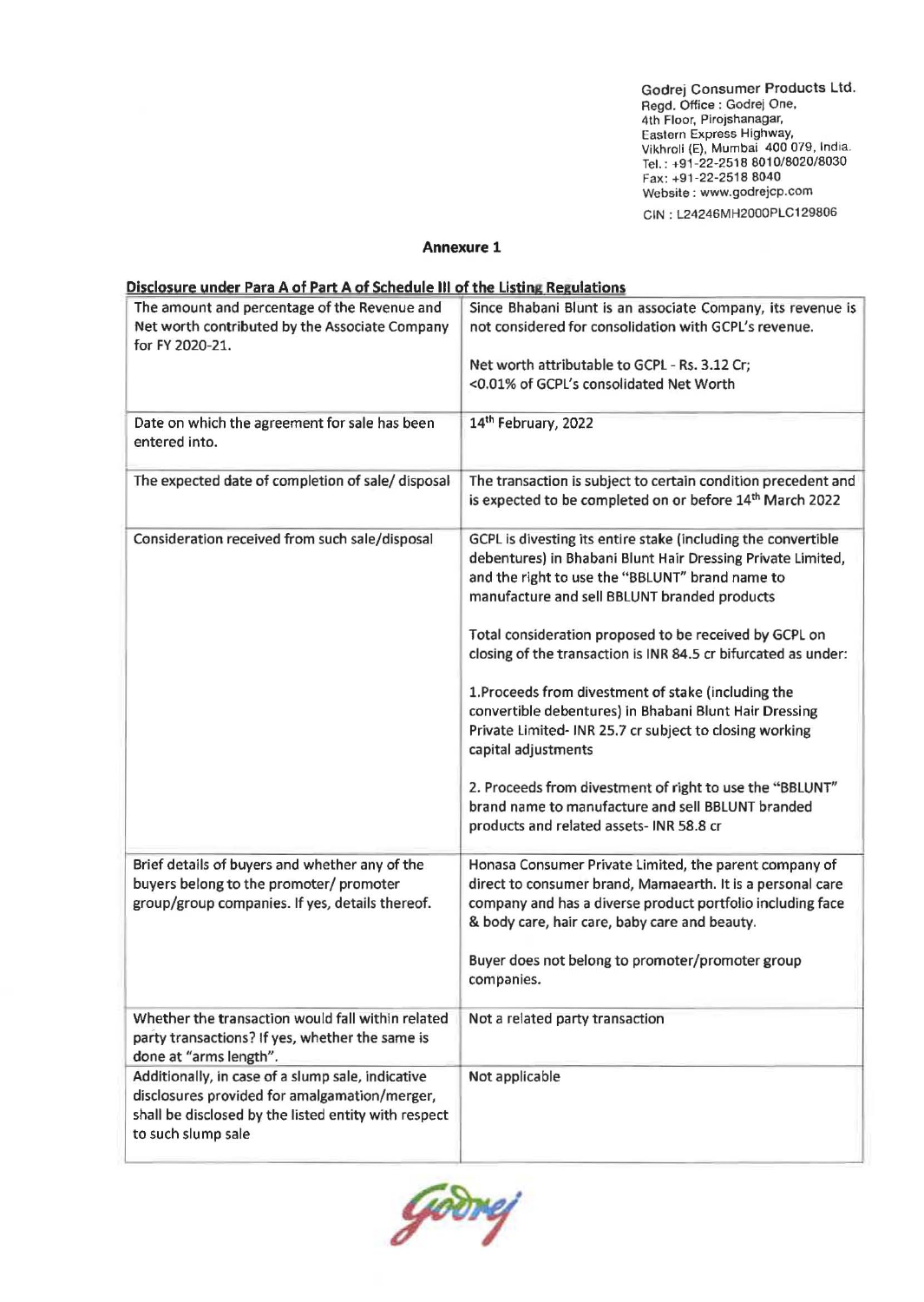Godrej Consumer Products Ltd.
Regd. Office : Godrej One,
4th Floor, Pirojshanagar,
Eastern Express Highway,
Vikhroli (E), Mumbai 400 079, India.
Tel.: +91-22-2518 8010/8020/8030
Fax: +91-22-2518 8040
Website : www.godrejcp.com
CIN : L24246MH2000PLC129806

## Annexure 1

**Disclosure under Para A of Part A of Schedule III of the Listing Regulations**

| | |
|---|---|
| The amount and percentage of the Revenue and Net worth contributed by the Associate Company for FY 2020-21. | Since Bhabani Blunt is an associate Company, its revenue is not considered for consolidation with GCPL's revenue.<br><br>Net worth attributable to GCPL - Rs. 3.12 Cr;<br><0.01% of GCPL's consolidated Net Worth |
| Date on which the agreement for sale has been entered into. | 14th February, 2022 |
| The expected date of completion of sale/ disposal | The transaction is subject to certain condition precedent and is expected to be completed on or before 14th March 2022 |
| Consideration received from such sale/disposal | GCPL is divesting its entire stake (including the convertible debentures) in Bhabani Blunt Hair Dressing Private Limited, and the right to use the "BBLUNT" brand name to manufacture and sell BBLUNT branded products<br><br>Total consideration proposed to be received by GCPL on closing of the transaction is INR 84.5 cr bifurcated as under:<br><br>1.Proceeds from divestment of stake (including the convertible debentures) in Bhabani Blunt Hair Dressing Private Limited- INR 25.7 cr subject to closing working capital adjustments<br><br>2. Proceeds from divestment of right to use the "BBLUNT" brand name to manufacture and sell BBLUNT branded products and related assets- INR 58.8 cr |
| Brief details of buyers and whether any of the buyers belong to the promoter/ promoter group/group companies. If yes, details thereof. | Honasa Consumer Private Limited, the parent company of direct to consumer brand, Mamaearth. It is a personal care company and has a diverse product portfolio including face & body care, hair care, baby care and beauty.<br><br>Buyer does not belong to promoter/promoter group companies. |
| Whether the transaction would fall within related party transactions? If yes, whether the same is done at "arms length". | Not a related party transaction |
| Additionally, in case of a slump sale, indicative disclosures provided for amalgamation/merger, shall be disclosed by the listed entity with respect to such slump sale | Not applicable |